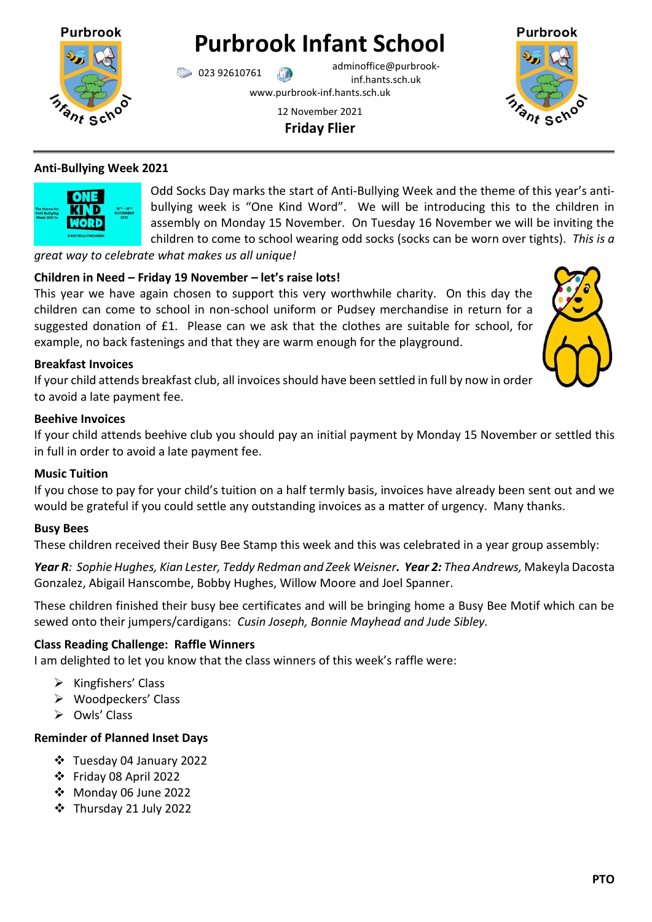# Purbrook Infant School

023 92610761 adminoffice@purbrook-inf.hants.sch.uk

www.purbrook-inf.hants.sch.uk

12 November 2021

**Friday Flier**

---

### Anti-Bullying Week 2021

Odd Socks Day marks the start of Anti-Bullying Week and the theme of this year's anti-bullying week is "One Kind Word". We will be introducing this to the children in assembly on Monday 15 November. On Tuesday 16 November we will be inviting the children to come to school wearing odd socks (socks can be worn over tights). *This is a great way to celebrate what makes us all unique!*

### Children in Need – Friday 19 November – let's raise lots!

This year we have again chosen to support this very worthwhile charity. On this day the children can come to school in non-school uniform or Pudsey merchandise in return for a suggested donation of £1. Please can we ask that the clothes are suitable for school, for example, no back fastenings and that they are warm enough for the playground.

### Breakfast Invoices

If your child attends breakfast club, all invoices should have been settled in full by now in order to avoid a late payment fee.

### Beehive Invoices

If your child attends beehive club you should pay an initial payment by Monday 15 November or settled this in full in order to avoid a late payment fee.

### Music Tuition

If you chose to pay for your child's tuition on a half termly basis, invoices have already been sent out and we would be grateful if you could settle any outstanding invoices as a matter of urgency. Many thanks.

### Busy Bees

These children received their Busy Bee Stamp this week and this was celebrated in a year group assembly:

***Year R**: Sophie Hughes, Kian Lester, Teddy Redman and Zeek Weisner*. ***Year 2:** Thea Andrews,* Makeyla Dacosta Gonzalez, Abigail Hanscombe, Bobby Hughes, Willow Moore and Joel Spanner.

These children finished their busy bee certificates and will be bringing home a Busy Bee Motif which can be sewed onto their jumpers/cardigans: *Cusin Joseph, Bonnie Mayhead and Jude Sibley.*

### Class Reading Challenge: Raffle Winners

I am delighted to let you know that the class winners of this week's raffle were:

- Kingfishers' Class
- Woodpeckers' Class
- Owls' Class

### Reminder of Planned Inset Days

- Tuesday 04 January 2022
- Friday 08 April 2022
- Monday 06 June 2022
- Thursday 21 July 2022

**PTO**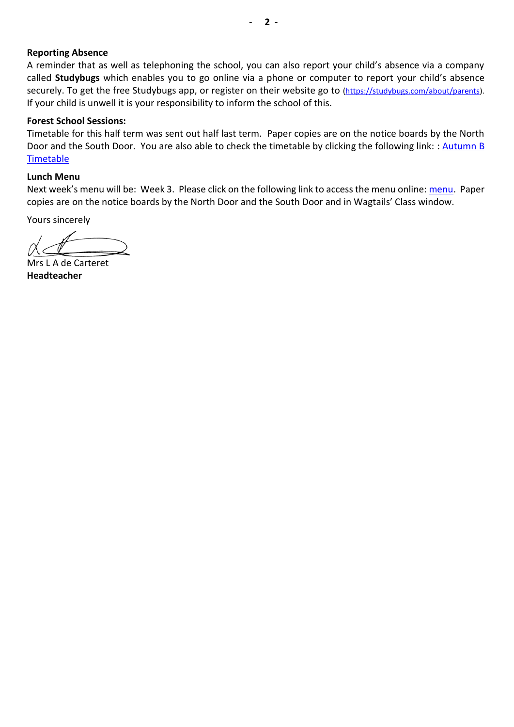**Reporting Absence**

A reminder that as well as telephoning the school, you can also report your child's absence via a company called **Studybugs** which enables you to go online via a phone or computer to report your child's absence securely. To get the free Studybugs app, or register on their website go to (https://studybugs.com/about/parents). If your child is unwell it is your responsibility to inform the school of this.

**Forest School Sessions:**

Timetable for this half term was sent out half last term. Paper copies are on the notice boards by the North Door and the South Door. You are also able to check the timetable by clicking the following link: : Autumn B Timetable

**Lunch Menu**

Next week's menu will be: Week 3. Please click on the following link to access the menu online: menu. Paper copies are on the notice boards by the North Door and the South Door and in Wagtails' Class window.

Yours sincerely

Mrs L A de Carteret
**Headteacher**